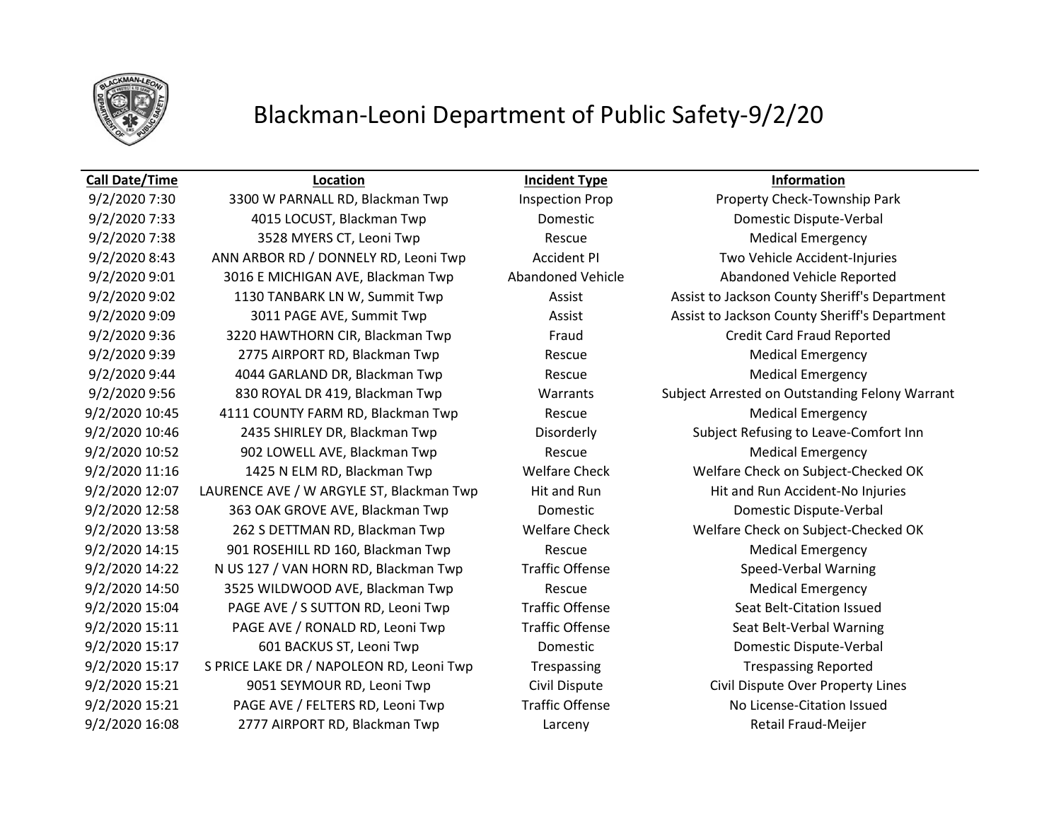# Blackman-Leoni Department of Public Safety-9/2/20

| Call Date/Time | Location | Incident Type | Information |
|---|---|---|---|
| 9/2/2020 7:30 | 3300 W PARNALL RD, Blackman Twp | Inspection Prop | Property Check-Township Park |
| 9/2/2020 7:33 | 4015 LOCUST, Blackman Twp | Domestic | Domestic Dispute-Verbal |
| 9/2/2020 7:38 | 3528 MYERS CT, Leoni Twp | Rescue | Medical Emergency |
| 9/2/2020 8:43 | ANN ARBOR RD / DONNELY RD, Leoni Twp | Accident PI | Two Vehicle Accident-Injuries |
| 9/2/2020 9:01 | 3016 E MICHIGAN AVE, Blackman Twp | Abandoned Vehicle | Abandoned Vehicle Reported |
| 9/2/2020 9:02 | 1130 TANBARK LN W, Summit Twp | Assist | Assist to Jackson County Sheriff's Department |
| 9/2/2020 9:09 | 3011 PAGE AVE, Summit Twp | Assist | Assist to Jackson County Sheriff's Department |
| 9/2/2020 9:36 | 3220 HAWTHORN CIR, Blackman Twp | Fraud | Credit Card Fraud Reported |
| 9/2/2020 9:39 | 2775 AIRPORT RD, Blackman Twp | Rescue | Medical Emergency |
| 9/2/2020 9:44 | 4044 GARLAND DR, Blackman Twp | Rescue | Medical Emergency |
| 9/2/2020 9:56 | 830 ROYAL DR 419, Blackman Twp | Warrants | Subject Arrested on Outstanding Felony Warrant |
| 9/2/2020 10:45 | 4111 COUNTY FARM RD, Blackman Twp | Rescue | Medical Emergency |
| 9/2/2020 10:46 | 2435 SHIRLEY DR, Blackman Twp | Disorderly | Subject Refusing to Leave-Comfort Inn |
| 9/2/2020 10:52 | 902 LOWELL AVE, Blackman Twp | Rescue | Medical Emergency |
| 9/2/2020 11:16 | 1425 N ELM RD, Blackman Twp | Welfare Check | Welfare Check on Subject-Checked OK |
| 9/2/2020 12:07 | LAURENCE AVE / W ARGYLE ST, Blackman Twp | Hit and Run | Hit and Run Accident-No Injuries |
| 9/2/2020 12:58 | 363 OAK GROVE AVE, Blackman Twp | Domestic | Domestic Dispute-Verbal |
| 9/2/2020 13:58 | 262 S DETTMAN RD, Blackman Twp | Welfare Check | Welfare Check on Subject-Checked OK |
| 9/2/2020 14:15 | 901 ROSEHILL RD 160, Blackman Twp | Rescue | Medical Emergency |
| 9/2/2020 14:22 | N US 127 / VAN HORN RD, Blackman Twp | Traffic Offense | Speed-Verbal Warning |
| 9/2/2020 14:50 | 3525 WILDWOOD AVE, Blackman Twp | Rescue | Medical Emergency |
| 9/2/2020 15:04 | PAGE AVE / S SUTTON RD, Leoni Twp | Traffic Offense | Seat Belt-Citation Issued |
| 9/2/2020 15:11 | PAGE AVE / RONALD RD, Leoni Twp | Traffic Offense | Seat Belt-Verbal Warning |
| 9/2/2020 15:17 | 601 BACKUS ST, Leoni Twp | Domestic | Domestic Dispute-Verbal |
| 9/2/2020 15:17 | S PRICE LAKE DR / NAPOLEON RD, Leoni Twp | Trespassing | Trespassing Reported |
| 9/2/2020 15:21 | 9051 SEYMOUR RD, Leoni Twp | Civil Dispute | Civil Dispute Over Property Lines |
| 9/2/2020 15:21 | PAGE AVE / FELTERS RD, Leoni Twp | Traffic Offense | No License-Citation Issued |
| 9/2/2020 16:08 | 2777 AIRPORT RD, Blackman Twp | Larceny | Retail Fraud-Meijer |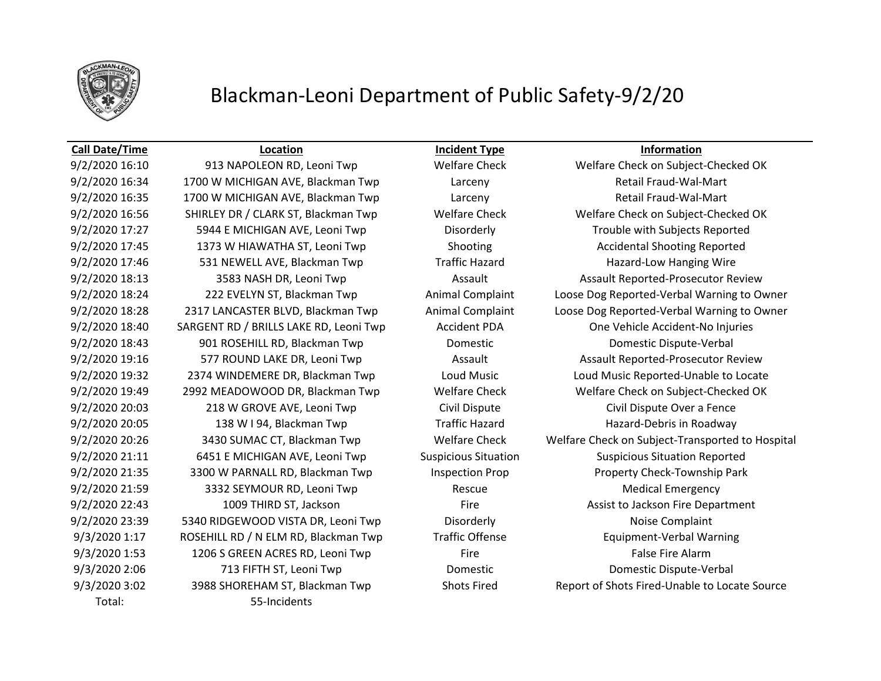# Blackman-Leoni Department of Public Safety-9/2/20

| Call Date/Time | Location | Incident Type | Information |
|---|---|---|---|
| 9/2/2020 16:10 | 913 NAPOLEON RD, Leoni Twp | Welfare Check | Welfare Check on Subject-Checked OK |
| 9/2/2020 16:34 | 1700 W MICHIGAN AVE, Blackman Twp | Larceny | Retail Fraud-Wal-Mart |
| 9/2/2020 16:35 | 1700 W MICHIGAN AVE, Blackman Twp | Larceny | Retail Fraud-Wal-Mart |
| 9/2/2020 16:56 | SHIRLEY DR / CLARK ST, Blackman Twp | Welfare Check | Welfare Check on Subject-Checked OK |
| 9/2/2020 17:27 | 5944 E MICHIGAN AVE, Leoni Twp | Disorderly | Trouble with Subjects Reported |
| 9/2/2020 17:45 | 1373 W HIAWATHA ST, Leoni Twp | Shooting | Accidental Shooting Reported |
| 9/2/2020 17:46 | 531 NEWELL AVE, Blackman Twp | Traffic Hazard | Hazard-Low Hanging Wire |
| 9/2/2020 18:13 | 3583 NASH DR, Leoni Twp | Assault | Assault Reported-Prosecutor Review |
| 9/2/2020 18:24 | 222 EVELYN ST, Blackman Twp | Animal Complaint | Loose Dog Reported-Verbal Warning to Owner |
| 9/2/2020 18:28 | 2317 LANCASTER BLVD, Blackman Twp | Animal Complaint | Loose Dog Reported-Verbal Warning to Owner |
| 9/2/2020 18:40 | SARGENT RD / BRILLS LAKE RD, Leoni Twp | Accident PDA | One Vehicle Accident-No Injuries |
| 9/2/2020 18:43 | 901 ROSEHILL RD, Blackman Twp | Domestic | Domestic Dispute-Verbal |
| 9/2/2020 19:16 | 577 ROUND LAKE DR, Leoni Twp | Assault | Assault Reported-Prosecutor Review |
| 9/2/2020 19:32 | 2374 WINDEMERE DR, Blackman Twp | Loud Music | Loud Music Reported-Unable to Locate |
| 9/2/2020 19:49 | 2992 MEADOWOOD DR, Blackman Twp | Welfare Check | Welfare Check on Subject-Checked OK |
| 9/2/2020 20:03 | 218 W GROVE AVE, Leoni Twp | Civil Dispute | Civil Dispute Over a Fence |
| 9/2/2020 20:05 | 138 W I 94, Blackman Twp | Traffic Hazard | Hazard-Debris in Roadway |
| 9/2/2020 20:26 | 3430 SUMAC CT, Blackman Twp | Welfare Check | Welfare Check on Subject-Transported to Hospital |
| 9/2/2020 21:11 | 6451 E MICHIGAN AVE, Leoni Twp | Suspicious Situation | Suspicious Situation Reported |
| 9/2/2020 21:35 | 3300 W PARNALL RD, Blackman Twp | Inspection Prop | Property Check-Township Park |
| 9/2/2020 21:59 | 3332 SEYMOUR RD, Leoni Twp | Rescue | Medical Emergency |
| 9/2/2020 22:43 | 1009 THIRD ST, Jackson | Fire | Assist to Jackson Fire Department |
| 9/2/2020 23:39 | 5340 RIDGEWOOD VISTA DR, Leoni Twp | Disorderly | Noise Complaint |
| 9/3/2020 1:17 | ROSEHILL RD / N ELM RD, Blackman Twp | Traffic Offense | Equipment-Verbal Warning |
| 9/3/2020 1:53 | 1206 S GREEN ACRES RD, Leoni Twp | Fire | False Fire Alarm |
| 9/3/2020 2:06 | 713 FIFTH ST, Leoni Twp | Domestic | Domestic Dispute-Verbal |
| 9/3/2020 3:02 | 3988 SHOREHAM ST, Blackman Twp | Shots Fired | Report of Shots Fired-Unable to Locate Source |
| Total: | 55-Incidents | | |